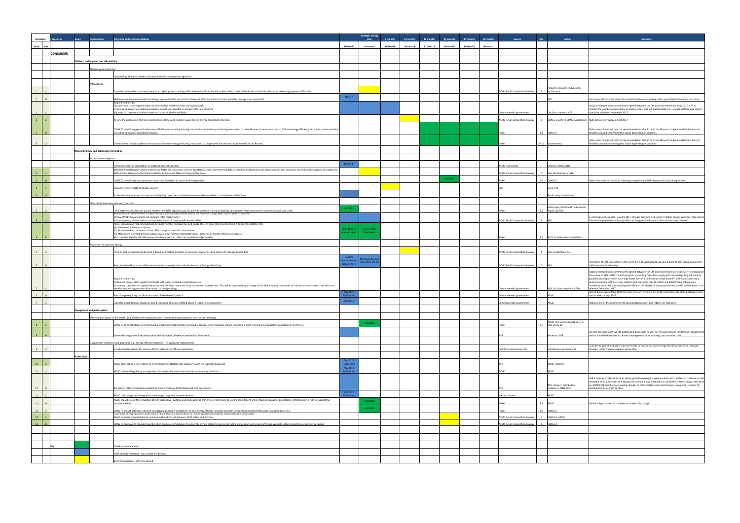| Grouping | | Focus area | Goals | Components | Programs and recommendations | | Strategic energy plan | 6 months | 12 months | 18 months | 24 months | 30 months | 36 months | Source | Ref. | Action | Comments |
|---|---|---|---|---|---|---|---|---|---|---|---|---|---|---|---|---|---|
| Issue | sub | | | | | 31-Dec-17 | 30-Jun-18 | 31-Dec-18 | 30-Jun-19 | 31-Dec-19 | 30-Jun-20 | 31-Dec-20 | 30-Jun-21 | | | | |
| | | **CONSUMER** | | | | | | | | | | | | | | | |
| | | | Efficient, stable prices and affordability | | | | | | | | | | | | | | |
| | | | | Efficient price outcomes | | | | | | | | | | | | | |
| | | | | | Delivered by effective market outcomes and effective network regulation | | | | | | | | | | | | |
| | | | | Affordability | | | | | | | | | | | | | |
| 1 | a | | | | Transition vulnerable consumers away from higher priced standing offers and expired fixed benefit market offers, particularly those on hardship plans or experiencing payment difficulties. | | | | | | | | | AEMC Retail Competition Review | 5 | Retailers, consumer advocates, jurisdictions | |
| 1 | b | | | | AER to review how well retailer hardship programs identify customers in financial difficulty and assist them to better manage their energy bills | Nov-17 | | | | | | | | | | AER | Outcomes will form the basis of consultation/discussion with retailers, potential enforcement outcomes |
| 1 | c | | | | Require retailers to: (i) report on actions to get families on a better deal and the number on expired deals (ii) ensure consumer on hardship programs do not lose benefits or discounts for late payment (iii) write to customers to inform them that a better deal is available. | | | | | | | | | Commonwealth government | | Cth Govt, retailers, AER | Actions emerged from commitments agreed between the Cth Govt and retailers in Sept 2017. AER to monitor the number of customers on market offers and will publish data sets - annual performance report due to be published November 2017 |
| 2 | a | | | | Review the application of energy concession schemes and improve awareness of energy concession schemes | | | | | | | | | AEMC Retail Competition Review | 6 | COAG EC write to COAG, jurisdictions | NEM completed review in Sept 2017. |
| 2 | b | | | | COAG EC should engage with relevant portfolio areas including housing, and with state, territory and local governments, to identify ways to improve access to DER and energy efficiency for low income households (including options for subsidised funding) | | | | | | | | | Finkel | 6.6 | COAG EC | Finkel report indicated that this recommendation should be in the 18month to 3year outlook i.e. there is flexibility around sequencing this action depending on priorities |
| 3 | a | | | | Governments should accelerate the roll out of broader energy efficiency measures to complement the reforms recommended in this Review. | | | | | | | | | Finkel | 6.10 | Governments | Finkel report indicated that this recommendation should be in the 18month to 3year outlook i.e. there is flexibility around sequencing this action depending on priorities |
| | | | Relevant, timely and actionable information | | | | | | | | | | | | | | |
| | | | | Access to metering data | | | | | | | | | | | | | |
| | | | | | Commencement of competition in metering (except Victoria) | 31-Dec-17 | | | | | | | | AEMC rule change | | Industry, AEMO, AER | |
| 4 | a | | | | Retailers and distributors make it easier and faster for consumers (or their agents) to access their metering data. Streamline arrangements for obtaining informed consumer consent. In the absence of change, the AER consider changes to the National Electricity Rules and National Energy Retail Rules. | | | | | | | | | AEMC Retail Competition Review | 4 | ECA, distributors, or AER. | |
| 4 | b | | | | COAG EC should improve consumers' access to, and rights to share, their energy data. | | | | | | mid 2020 | | | Finkel | 6.3 | COAG EC | Finkel timetable not linked to metering competition in NEM (except Victoria). Bring forward. |
| 4 | c | | | | Consumers meter data portability project | | | | | | | | | ECA | | DoEE, ECA | |
| 4 | d | | | | Productivity Commission data use and availability report recommended consumer data available in "machine-readable" form | | | | | | | | | | | Productivity Commission | |
| | | | | Clear information on prices and contracts | | | | | | | | | | | | | |
| 5 | a | | | | The Energy Security Board's annual Health of the NEM report should include info on the price and availability of long-term retail contracts for commercial and industrials. | end 2017 | | | | | | | | Finkel | 6.2 | Initial report led by AER, subsequent reports by ESB | |
| 6 | a | | | | AER to consider amendments to Retail Pricing Information Guidelines and/or the National Energy Retail Law or Rules to improve (i) how effectively consumers can compare retail market offers (ii) transparency of information to consumers at end of fixed benefit market offers. | | | | | | | | | AEMC Retail Competition Review | 3 | AER | A 'compliance focus area' in AER's 2017-18 work program is ensuring "retailers comply with the retail pricing information guidelines to display offers on Energy Made Easy in a clear and accurate manner" |
| 6 | b | | | | ACCC should make recommendations on improving the transparency and clarity of electricity retail prices to make it easier for customers to: (i) Understand and compare prices. (ii) Be aware when the terms of their offer change or their discounts expire. (iii) Make more informed decisions about investing in rooftop solar photovoltaic, batteries or energy efficiency measures. Also consider whether the AER requires further powers to collect and publish retail price data. | 30 Sept 2017 interim report | 30 Jun 2018 Final report | | | | | | | Finkel | 6.1 | ACCC to make recommendations | |
| | | | | Awareness of potential savings | | | | | | | | | | | | | |
| 7 | a | | | | The ECA and jurisdictions to develop a broad information program on consumer awareness and options to manage energy bills | | | | | | | | | AEMC Retail Competition Review | 1 | ECA, jurisdictions, AER | |
| 7 | b | | | | Resource the AER to run an effective awareness campaign and maintain the use of Energy Made Easy. | Funding announcement 20 June 2017 | Maintenance and promotion of EME | | | | | | | AEMC Retail Competition Review | 2 | AER | Promotion of EME is an action in the AER's 2017-18 work plan (p13). AER looking at provisional costings for additional site functionality. |
| 7 | c | | | | Require retailers to: (i) develop simple, plain English fact sheets with understandable comparison rates (ii) contact customers on expired discounts and tell them how much they can save on a better deal. This will be supported by a change to the NER requiring companies to inform customers when their discount benefits end, setting out the dollar impact of doing nothing. | | | | | | | | | Commonwealth government | | AER, Cth Govt, Retailers, AEMC | Actions emerged from commitments agreed between the Cth Govt and retailers in Sept 2017. A 'compliance focus area' in AER's 2017-18 work program is ensuring "retailers comply with the retail pricing information guidelines to display offers on Energy Made Easy in a clear and accurate manner". AER has established a Reference Group with AEC, ECA, retailers and consumer reps to inform the Retail Pricing Information Guidelines work. AER also working with BETA on the electricity consumption benchmarks on bills (due to be released December 2017). |
| 7 | d | | | | Rule change requiring "notification of end of fixed benefit period" | Nov 2017 Final report | | | | | | | | Commonwealth government | | AEMC | Rule change request from federal energy minister. Action is one of the commitments agreed between Govt and retailers in Sept 2017 |
| 7 | e | | | | Expected expedited rule change to ban discounting off prices inflated above a retailer's standing offer. | end 2017 | | | | | | | | Commonwealth government | | AEMC | Action is one of the commitments agreed between Govt and retailers in Sept 2017 |
| | | | Engagement and participation | | | | | | | | | | | | | | |
| | | | | Ability to participate in the market (e.g. distributed energy resources, demand side participation, peer-to-peer trading) | | | | | | | | | | | | | |
| 8 | a | | | | COAG EC to direct AEMC to recommend a mechanism that facilitates demand response in the wholesale market (including a draft rule change proposal for consideration by the EC. | | mid 2018 | | | | | | | Finkel | 6.7 | AEMC. RFR interim report Dec-17, final 30-06-18 | |
| 8 | b | | | | Demand management incentive scheme and innovation allowance mechanism determined | | | | | | | | | AER | | Networks, AER | Scheme provides incentives to distribution businesses to use non-network options for demand management, research and development in demand management to reduce long term network costs. |
| | | | | Government incentives and programs (e.g. energy efficiency schemes, FiT, appliance replacement) | | | | | | | | | | | | | |
| 9 | a | | | | Jurisdictional programs for energy efficiency schemes or efficient appliances | | | | | | | | | Jurisdictional governments | | Jurisdictional governments | Consider as part of proposal for governments to expand access to energy efficiency measures (although broader, rather than focussed on vulnerable) |
| | | | Protections | | | | | | | | | | | | | | |
| 10 | a | | | | AEMC progressing a rule change on strengthening protections for customers with life support equipment | Dec 2017 Final report | | | | | | | | AER | | AEMC, retailers | |
| 11 | a | | | | AEMC review of regulatory arrangements for embedded networks examines consumer protections. | Nov 2017 Final report | | | | | | | | AEMC | | AEMC | |
| 11 | b | | | | Revision of retailer exemption guidelines and extension of Ombudsman scheme protections | | | | | | | | | AER | | AER, retailers, distributors, customers, ANZEWON | AER is revising its (Retail) exempt selling guideline to require exempt sellers with residential customers to be members of, or subject to, an ombudsman scheme in any jurisdiction in which the scheme allows them to be so. ANZEWON members are making changes to their charters and constitutions, as required, to allow for membership by exempt entities |
| 11 | c | | | | AEMC rule change examining alternatives to grid-supplied network services. | Dec 2017 Final report | | | | | | | | Western Power | | AEMC | |
| 11 | d | | | | AEMC should review the regulation of individual power systems and micro grids so that these systems can be used where efficient while retaining consumer protections. AEMC to draft a rule to support this recommendation. | | mid 2018 | | | | | | | Finkel | 6.9 | AEMC | Similar subject matter to the Western Power rule change |
| 11 | e | | | | COAG EC should accelerate its work on applying consumer protections to new energy services, and also consider safety issues as part of that work (including batteries). | | mid 2018 | | | | | | | Finkel | 6.5 | COAG EC | |
| 12 | a | | | | Harmonise energy consumer protection arrangements across the NEM, to reduce barriers and costs for traditional and new retailers. AEMC to advise on jurisdictional variation to the NECF, and between NECF states and Victoria. | | | | | | | | | AEMC Retail Competition Review | 7 | COAG EC, AEMC | |
| 12 | b | | | | COAG EC continue to consider how the NECF can be reformed given the diversity of new retailers, service providers and product and service offerings available in the competitive retail energy market. | | | | | | | | | AEMC Retail Competition Review | 8 | COAG EC | |
| | | Key | (green) | | Finkel recommendation | | | | | | | | | | | | |
| | | | (blue) | | Work already underway - e.g. market institutions | | | | | | | | | | | | |
| | | | (yellow) | | Recommendations - yet to be agreed | | | | | | | | | | | | |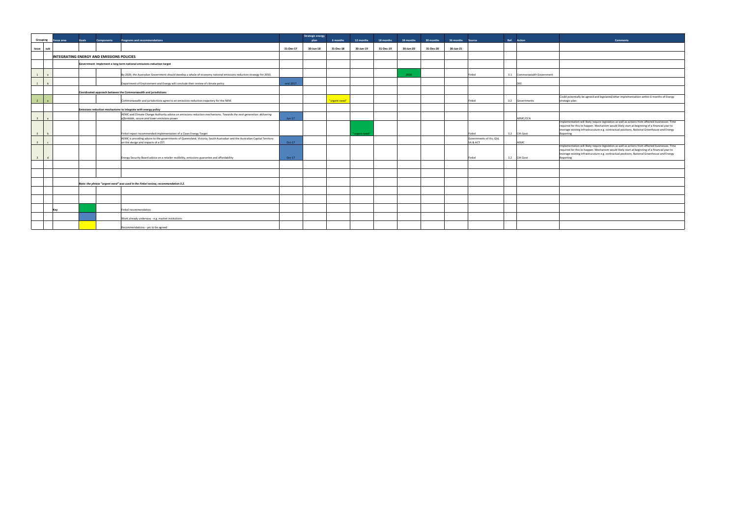| Grouping | | Focus area | Goals | Components | Programs and recommendations | | Strategic energy plan | 6 months | 12 months | 18 months | 24 months | 30 months | 36 months | Source | Ref. | Action | Comments |
|---|---|---|---|---|---|---|---|---|---|---|---|---|---|---|---|---|---|
| Issue | sub | | | | | 31-Dec-17 | 30-Jun-18 | 31-Dec-18 | 30-Jun-19 | 31-Dec-19 | 30-Jun-20 | 31-Dec-20 | 30-Jun-21 | | | | |
| | | **INTEGRATING ENERGY AND EMISSIONS POLICIES** | | | | | | | | | | | | | | | |
| | | | | | **Government implement a long term national emissions reduction target** | | | | | | | | | | | | |
| 1 | a | | | | By 2020, the Australian Government should develop a whole-of-economy national emissions reduction strategy for 2050. | | | | | | 2020 | | | Finkel | 3.1 | Commonwealth Government | |
| 1 | b | | | | Department of Environment and Energy will conclude their review of climate policy | end 2017 | | | | | | | | | | DEE | |
| | | | | | **Coordinated approach between the Commonwealth and jurisdictions** | | | | | | | | | | | | |
| 2 | a | | | | Commonwealth and jurisdictions agree to an emissions reduction trajectory for the NEM. | | | "urgent need" | | | | | | Finkel | 3.2 | Governments | Could potentially be agreed and legislated/other implementation within 6 months of Energy strategic plan |
| | | | | | **Emissions reduction mechanisms to integrate with energy policy** | | | | | | | | | | | | |
| 3 | a | | | | AEMC and Climate Change Authority advice on emissions reduction mechanisms, *Towards the next generation: delivering affordable, secure and lower emissions power.* | Jun-17 | | | | | | | | | | AEMC/CCA | |
| 3 | b | | | | Finkel report recommended implementation of a Clean Energy Target | | | | "urgent need" | | | | | Finkel | 3.2 | Cth Govt | Implementation will likely require legislation as well as actions from affected businesses. Time required for this to happen. Mechanism would likely start at beginning of a financial year to leverage existing infrastrucuture e.g. contractual positions, National Greenhouse and Energy Reporting |
| 3 | c | | | | AEMC is providing advice to the governments of Queensland, Victoria, South Australian and the Australian Capital Territory on the design and impacts of a CET. | Oct-17 | | | | | | | | Governments of Vic, Qld, SA & ACT | | AEMC | |
| 3 | d | | | | Energy Security Board advice on a retailer realibility, emissions guarantee and affordability | Oct-17 | | | | | | | | Finkel | 3.2 | Cth Govt | Implementation will likely require legislation as well as actions from affected businesses. Time required for this to happen. Mechanism would likely start at beginning of a financial year to leverage existing infrastrucuture e.g. contractual positions, National Greenhouse and Energy Reporting |
| | | | | | | | | | | | | | | | | | |
| | | | | | | | | | | | | | | | | | |
| | | | | | *Note: the phrase "urgent need" was used in the Finkel review, recommendation 3.2.* | | | | | | | | | | | | |
| | | | | | | | | | | | | | | | | | |
| | | | | | | | | | | | | | | | | | |
| | | Key | (green) | | Finkel recommendation | | | | | | | | | | | | |
| | | | (blue) | | Work already underway - e.g. market institutions | | | | | | | | | | | | |
| | | | (yellow) | | Recommendations - yet to be agreed | | | | | | | | | | | | |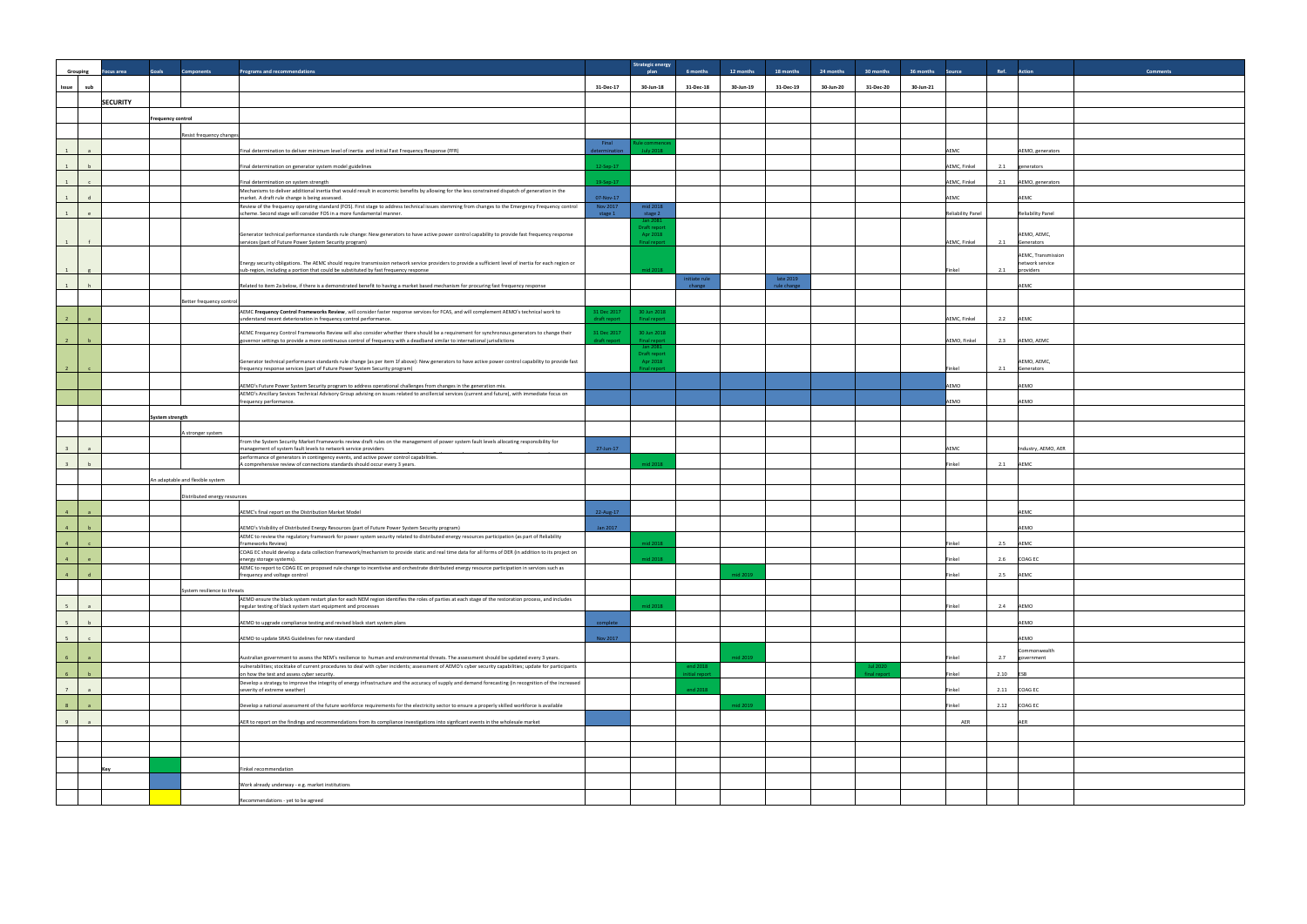| Grouping | | Focus area | Goals | Components | Programs and recommendations | | Strategic energy plan | 6 months | 12 months | 18 months | 24 months | 30 months | 36 months | Source | Ref. | Action | Comments |
|---|---|---|---|---|---|---|---|---|---|---|---|---|---|---|---|---|---|
| Issue | sub | | | | | 31-Dec-17 | 30-Jun-18 | 31-Dec-18 | 30-Jun-19 | 31-Dec-19 | 30-Jun-20 | 31-Dec-20 | 30-Jun-21 | | | | |
| | | SECURITY | | | | | | | | | | | | | | | |
| | | | Frequency control | | | | | | | | | | | | | | |
| | | | | Resist frequency changes | | | | | | | | | | | | | |
| 1 | a | | | | Final determination to deliver minimum level of inertia and initial Fast Frequency Response (FFR) | Final determination | Rule commences July 2018 | | | | | | | AEMC | | AEMO, generators | |
| 1 | b | | | | Final determination on generator system model guidelines | 12-Sep-17 | | | | | | | | AEMC, Finkel | 2.1 | generators | |
| 1 | c | | | | Final determination on system strength | 19-Sep-17 | | | | | | | | AEMC, Finkel | 2.1 | AEMO, generators | |
| 1 | d | | | | Mechanisms to deliver additional inertia that would result in economic benefits by allowing for the less constrained dispatch of generation in the market. A draft rule change is being assessed | 07-Nov-17 | | | | | | | | AEMC | | AEMC | |
| 1 | e | | | | Review of the frequency operating standard (FOS). First stage to address technical issues stemming from changes to the Emergency Frequency control scheme. Second stage will consider FOS in a more fundamental manner. | Nov 2017 stage 1 | mid 2018 stage 2 | | | | | | | Reliability Panel | | Reliability Panel | |
| 1 | f | | | | Generator technical performance standards rule change: New generators to have active power control capability to provide fast frequency response services (part of Future Power System Security program) | | Jan 2081 Draft report Apr 2018 Final report | | | | | | | AEMC, Finkel | 2.1 | AEMO, AEMC, Generators | |
| 1 | g | | | | Energy security obligations. The AEMC should require transmission network service providers to provide a sufficient level of inertia for each region or sub-region, including a portion that could be substituted by fast frequency response | | mid 2018 | | | | | | | Finkel | 2.1 | AEMC, Transmission network service providers | |
| 1 | h | | | | Related to item 2a below, if there is a demonstrated benefit to having a market based mechanism for procuring fast frequency response | | | initiate rule change | | late 2019 rule change | | | | | | AEMC | |
| | | | | Better frequency control | | | | | | | | | | | | | |
| 2 | a | | | | AEMC **Frequency Control Frameworks Review**; will consider faster response services for FCAS, and will complement AEMO's technical work to understand recent deterioration in frequency control performance. | 31 Dec 2017 draft report | 30 Jun 2018 Final report | | | | | | | AEMC, Finkel | 2.2 | AEMC | |
| 2 | b | | | | AEMC Frequency Control Frameworks Review will also consider whether there should be a requirement for synchronous generators to change their governor settings to provide a more continuous control of frequency with a deadband similar to international jurisdictions | 31 Dec 2017 draft report | 30 Jun 2018 Final report | | | | | | | AEMO, Finkel | 2.3 | AEMO, AEMC | |
| 2 | c | | | | Generator technical performance standards rule change (as per item 1f above): New generators to have active power control capability to provide fast frequency response services (part of Future Power System Security program) | | Jan 2081 Draft report Apr 2018 Final report | | | | | | | Finkel | 2.1 | AEMO, AEMC, Generators | |
| | | | | | AEMO's Future Power System Security program to address operational challenges from changes in the generation mix. | | | | | | | | | AEMO | | AEMO | |
| | | | | | AEMO's Ancillary Sevices Technical Advisory Group advising on issues related to ancillerial services (current and future), with immediate focus on frequency performance. | | | | | | | | | AEMO | | AEMO | |
| | | | System strength | | | | | | | | | | | | | | |
| | | | | A stronger system | | | | | | | | | | | | | |
| 3 | a | | | | From the System Security Market Frameworks review draft rules on the management of power system fault levels allocating responsibility for management of system fault levels to network service providers | 27-Jun-17 | | | | | | | | AEMC | | Industry, AEMO, AER | |
| 3 | b | | | | performance of generators in contingency events, and active power control capabilities. A comprehensive review of connections standards should occur every 3 years. | | mid 2018 | | | | | | | Finkel | 2.1 | AEMC | |
| | | | An adaptable and flexible system | | | | | | | | | | | | | | |
| | | | | Distributed energy resources | | | | | | | | | | | | | |
| 4 | a | | | | AEMC's final report on the Distribution Market Model | 22-Aug-17 | | | | | | | | | | AEMC | |
| 4 | b | | | | AEMO's Visibility of Distributed Energy Resources (part of Future Power System Security program) | Jan 2017 | | | | | | | | | | AEMO | |
| 4 | c | | | | AEMC to review the regulatory framework for power system security related to distributed energy resources participation (as part of Reliability Frameworks Review) | | mid 2018 | | | | | | | Finkel | 2.5 | AEMC | |
| 4 | e | | | | COAG EC should develop a data collection framework/mechanism to provide static and real time data for all forms of DER (in addition to its project on energy storage systems). | | mid 2018 | | | | | | | Finkel | 2.6 | COAG EC | |
| 4 | d | | | | AEMC to report to COAG EC on proposed rule change to incentivise and orchestrate distributed energy resource participation in services such as frequency and voltage control | | | | mid 2019 | | | | | Finkel | 2.5 | AEMC | |
| | | | | System resilience to threats | | | | | | | | | | | | | |
| 5 | a | | | | AEMO ensure the black system restart plan for each NEM region identifies the roles of parties at each stage of the restoration process, and includes regular testing of black system start equipment and processes | | mid 2018 | | | | | | | Finkel | 2.4 | AEMO | |
| 5 | b | | | | AEMO to upgrade compliance testing and revised black start system plans | complete | | | | | | | | | | AEMO | |
| 5 | c | | | | AEMO to update SRAS Guidelines for new standard | Nov 2017 | | | | | | | | | | AEMO | |
| 6 | a | | | | Australian government to assess the NEM's resilience to human and environmental threats. The assessment should be updated every 3 years. | | | | mid 2019 | | | | | Finkel | 2.7 | Commonwealth government | |
| 6 | b | | | | vulnerabilities; stocktake of current procedures to deal with cyber incidents; assessment of AEMO's cyber security capabilities; update for participants on how the test and assess cyber security. | | | end 2018 initial report | | | | Jul 2020 final report | | Finkel | 2.10 | ESB | |
| 7 | a | | | | Develop a strategy to improve the integrity of energy infrastructure and the accuracy of supply and demand forecasting (in recognition of the increased severity of extreme weather) | | | end 2018 | | | | | | Finkel | 2.11 | COAG EC | |
| 8 | a | | | | Develop a national assessment of the future workforce requirements for the electricity sector to ensure a properly skilled workforce is available | | | | mid 2019 | | | | | Finkel | 2.12 | COAG EC | |
| 9 | a | | | | AER to report on the findings and recommendations from its compliance investigations into signficant events in the wholesale market | | | | | | | | | AER | | AER | |

**Key**

| Colour | Meaning |
|---|---|
| Green | Finkel recommendation |
| Blue | Work already underway - e.g. market institutions |
| Yellow | Recommendations - yet to be agreed |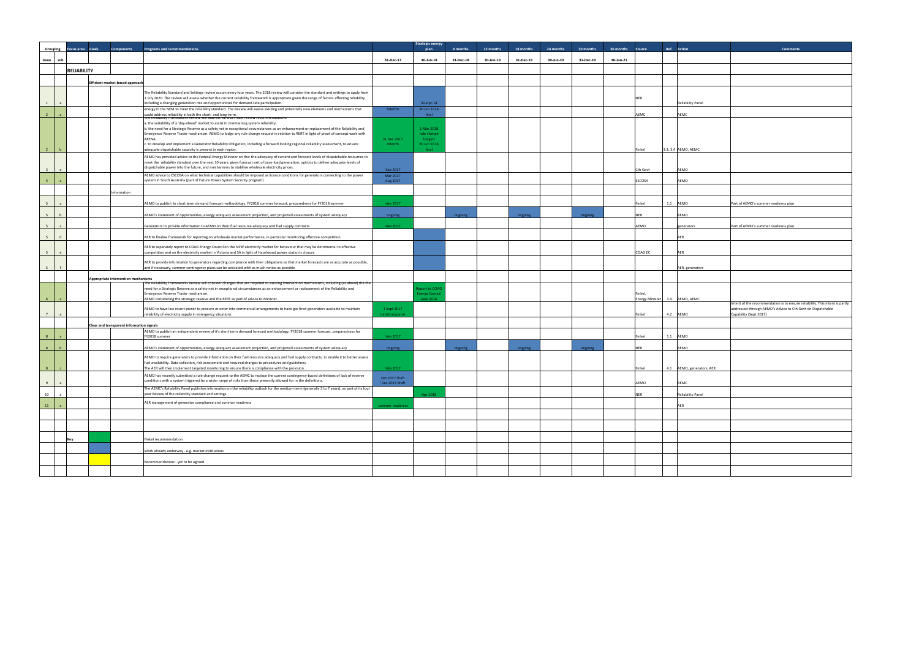| Grouping | | Focus area | Goals | Components | Programs and recommendations | | Strategic energy plan | 6 months | 12 months | 18 months | 24 months | 30 months | 36 months | Source | Ref. | Action | Comments |
|---|---|---|---|---|---|---|---|---|---|---|---|---|---|---|---|---|---|
| Issue | sub | | | | | 31-Dec-17 | 30-Jun-18 | 31-Dec-18 | 30-Jun-19 | 31-Dec-19 | 30-Jun-20 | 31-Dec-20 | 30-Jun-21 | | | | |
| | | RELIABILITY | | | | | | | | | | | | | | | |
| | | | | Efficient market-based approach | | | | | | | | | | | | | |
| 1 | a | | | | The Reliability Standard and Settings review occurs every four years. The 2018 review will consider the standard and settings to apply from 1 July 2020. The review will assess whether the current reliability framework is appropriate given the range of factors affecting reliability including a changing generation mix and opportunities for demand side participation. | | 30-Apr-18 | | | | | | | NER | | Reliability Panel | |
| 2 | a | | | | energy in the NEM to meet the reliability standard. The Review will assess existing and potentially new elements and mechanisms that could address reliability in both the short- and long-term. | interim | 30 Jun 2018 final | | | | | | | AEMC | | AEMC | |
| 2 | b | | | | The Reliability Frameworks Review will address various Finkel review recommendations: a. the suitability of a 'day-ahead' market to assist in maintaining system reliability. b. the need for a Strategic Reserve as a safety net in exceptional circumstances as an enhancement or replacement of the Reliability and Emergence Reserve Trader mechanism. AEMO to lodge any rule change request in relation to RERT in light of proof of concept work with ARENA. c. to develop and implement a Generator Reliability Obligation, including a forward looking regional reliability assessment, to ensure adequate dispatchable capacity is present in each region. | 31 Dec 2017 interim | 1 Mar 2018 rule change lodged 30 Jun 2018 final | | | | | | | Finkel | 3.3, 3.4 | AEMO, AEMC | |
| 3 | a | | | | AEMO has provided advice to the Federal Energy Minister on the: the adequacy of current and forecast levels of dispatchable resources to meet the reliability standard over the next 10 years, given forecast exit of base-load generation, options to deliver adequate levels of dispatchable power into the future, and mechanisms to stablise wholesale electricity prices. | Sep 2017 | | | | | | | | Cth Govt | | AEMO | |
| 4 | a | | | | AEMO advice to ESCOSA on what technical capabilities should be imposed as licence conditions for generators connecting to the power system in South Australia (part of Future Power System Security program) | Mar 2017 Aug 2017 | | | | | | | | ESCOSA | | AEMO | |
| | | | | Information | | | | | | | | | | | | | |
| 5 | a | | | | AEMO to publish its short term demand forecast methodology, FY2018 summer forecast, preparedness for FY2018 summer | late 2017 | | | | | | | | Finkel | 1.1 | AEMO | Part of AEMO's summer readiness plan |
| 5 | b | | | | AEMO's statement of opportunities, energy adequacy assessment projection, and projected assessments of system adequacy | ongoing | | ongoing | | ongoing | | ongoing | | NER | | AEMO | |
| 5 | c | | | | Generators to provide information to AEMO on their fuel resource adequacy and fuel supply contracts | late 2017 | | | | | | | | AEMO | | generators | Part of AEMO's summer readiness plan |
| 5 | d | | | | AER to finalise framework for reporting on wholesale market performance, in particular monitoring effective competition | | | | | | | | | | | AER | |
| 5 | e | | | | AER to separately report to COAG Energy Council on the NSW electricity market for behaviour that may be detrimental to effective competition and on the electricity market in Victoria and SA in light of Hazelwood power station's closure | | | | | | | | | COAG EC | | AER | |
| 5 | f | | | | AER to provide information to generators regarding compliance with their obligations so that market forecasts are as accurate as possible, and if necessary, summer contingency plans can be activated with as much notice as possible | | | | | | | | | | | AER, generators | |
| | | | | Appropriate intervention mechanisms | | | | | | | | | | | | | |
| 6 | a | | | | The Reliability Frameworks Review will consider changes that are required to existing intervention mechanisms, including (as above) the the need for a Strategic Reserve as a safety net in exceptional circumstances as an enhancement or replacement of the Reliability and Emergence Reserve Trader mechanism. AEMO considering the strategic reserve and the RERT as part of advice to Minister. | | Report to COAG Energy Council June 2018 | | | | | | | Finkel, Energy Minister | 3.4 | AEMO, AEMC | |
| 7 | a | | | | AEMO to have last resort power to procure or enter into commercial arrangements to have gas fired generators available to maintain reliability of electricity supply in emergency situations | 1 Sept 2017 initial response | | | | | | | | Finkel | 4.2 | AEMO | Intent of the recommendation is to ensure reliability. This intent is partly addressed through AEMO's Advice to Cth Govt on Dispatchable Capability (Sept 2017) |
| | | | | Clear and transparent information signals | | | | | | | | | | | | | |
| 8 | a | | | | AEMO to publish an independent review of it's short term demand forecast methodology, FY2018 summer forecast, preparedness for FY2018 summer | late 2017 | | | | | | | | Finkel | 1.1 | AEMO | |
| 8 | b | | | | AEMO's statement of opportunities, energy adequacy assessment projection, and projected assessments of system adequacy | ongoing | | ongoing | | ongoing | | ongoing | | NER | | AEMO | |
| 8 | c | | | | AEMO to require generators to provide information on their fuel resource adequacy and fuel supply contracts, to enable it to better assess fuel availability. Data collection, risk assessment and required changes to procedures and guidelines. The AER will then implement targeted monitoring to ensure there is compliance with the provision. | late 2017 | | | | | | | | Finkel | 4.1 | AEMO, generators, AER | |
| 9 | a | | | | AEMO has recently submitted a rule change request to the AEMC to replace the current contingency-based definitions of lack of reserve conditions with a system triggered by a wider range of risks than those presently allowed for in the definitions. | Oct 2017 draft Dec 2017 draft | | | | | | | | AEMO | | AEMC | |
| 10 | a | | | | The AEMC's Reliability Panel publishes information on the reliability outlook for the medium-term (generally 3 to 7 years), as part of its four year Review of the reliability standard and settings. | | Apr 2018 | | | | | | | NER | | Reliability Panel | |
| 11 | a | | | | AER management of generator compliance and summer readiness | summer readiness | | | | | | | | | | AER | |
| | | Key | (green) | | Finkel recommendation | | | | | | | | | | | | |
| | | | (blue) | | Work already underway - e.g. market institutions | | | | | | | | | | | | |
| | | | (yellow) | | Recommendations - yet to be agreed | | | | | | | | | | | | |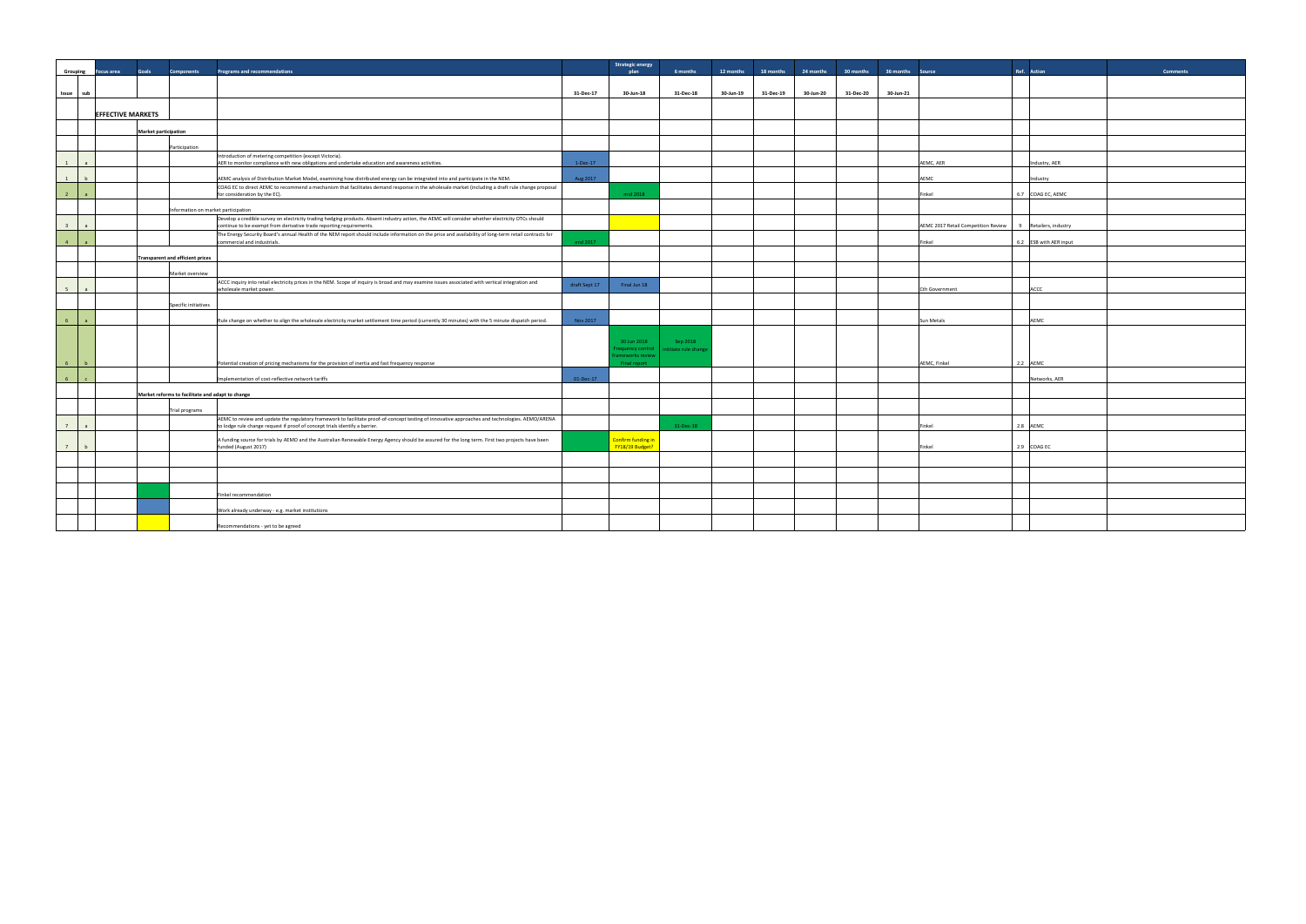| Grouping | | Focus area | Goals | Components | Programs and recommendations | | Strategic energy plan | 6 months | 12 months | 18 months | 24 months | 30 months | 36 months | Source | Ref. | Action | Comments |
|---|---|---|---|---|---|---|---|---|---|---|---|---|---|---|---|---|---|
| Issue | sub | | | | | 31-Dec-17 | 30-Jun-18 | 31-Dec-18 | 30-Jun-19 | 31-Dec-19 | 30-Jun-20 | 31-Dec-20 | 30-Jun-21 | | | | |
| | | EFFECTIVE MARKETS | | | | | | | | | | | | | | | |
| | | | Market participation | | | | | | | | | | | | | | |
| | | | | Participation | | | | | | | | | | | | | |
| 1 | a | | | | Introduction of metering competition (except Victoria). AER to monitor compliance with new obligations and undertake education and awareness activities. | 1-Dec-17 | | | | | | | | AEMC, AER | | Industry, AER | |
| 1 | b | | | | AEMC analysis of Distribution Market Model, examining how distributed energy can be integrated into and participate in the NEM. | Aug 2017 | | | | | | | | AEMC | | Industry | |
| 2 | a | | | | COAG EC to direct AEMC to recommend a mechanism that facilitates demand response in the wholesale market (including a draft rule change proposal for consideration by the EC). | | mid 2018 | | | | | | | Finkel | 6.7 | COAG EC, AEMC | |
| | | | | Information on market participation | | | | | | | | | | | | | |
| 3 | a | | | | Develop a credible survey on electricity trading hedging products. Absent industry action, the AEMC will consider whether electricity OTCs should continue to be exempt from derivative trade reporting requirements. | | | | | | | | | AEMC 2017 Retail Competition Review | 9 | Retailers, industry | |
| 4 | a | | | | The Energy Security Board's annual Health of the NEM report should include information on the price and availability of long-term retail contracts for commercial and industrials. | end 2017 | | | | | | | | Finkel | 6.2 | ESB with AER input | |
| | | | Transparent and efficient prices | | | | | | | | | | | | | | |
| | | | | Market overview | | | | | | | | | | | | | |
| 5 | a | | | | ACCC inquiry into retail electricity prices in the NEM. Scope of inquiry is broad and may examine issues associated with vertical integration and wholesale market power. | draft Sept 17 | Final Jun 18 | | | | | | | Cth Government | | ACCC | |
| | | | | Specific initiatives | | | | | | | | | | | | | |
| 6 | a | | | | Rule change on whether to align the wholesale electricity market settlement time period (currently 30 minutes) with the 5 minute dispatch period. | Nov 2017 | | | | | | | | Sun Metals | | AEMC | |
| 6 | b | | | | Potential creation of pricing mechanisms for the provision of inertia and fast frequency response | | 30 Jun 2018 Frequency control frameworks review final report | Sep 2018 Initiate rule change | | | | | | AEMC, Finkel | 2.2 | AEMC | |
| 6 | c | | | | Implementation of cost-reflective network tariffs | 01-Dec-17 | | | | | | | | | | Networks, AER | |
| | | | Market reforms to facilitate and adapt to change | | | | | | | | | | | | | | |
| | | | | Trial programs | | | | | | | | | | | | | |
| 7 | a | | | | AEMC to review and update the regulatory framework to facilitate proof-of-concept testing of innovative approaches and technologies. AEMO/ARENA to lodge rule change request if proof of concept trials identify a barrier. | | | 31-Dec-18 | | | | | | Finkel | 2.8 | AEMC | |
| 7 | b | | | | A funding source for trials by AEMO and the Australian Renewable Energy Agency should be assured for the long term. First two projects have been funded (August 2017) | | Confirm funding in FY18/19 Budget? | | | | | | | Finkel | 2.9 | COAG EC | |
| | | | | | | | | | | | | | | | | | |
| | | | | | | | | | | | | | | | | | |
| | | | (green) | | Finkel recommendation | | | | | | | | | | | | |
| | | | (blue) | | Work already underway - e.g. market institutions | | | | | | | | | | | | |
| | | | (yellow) | | Recommendations - yet to be agreed | | | | | | | | | | | | |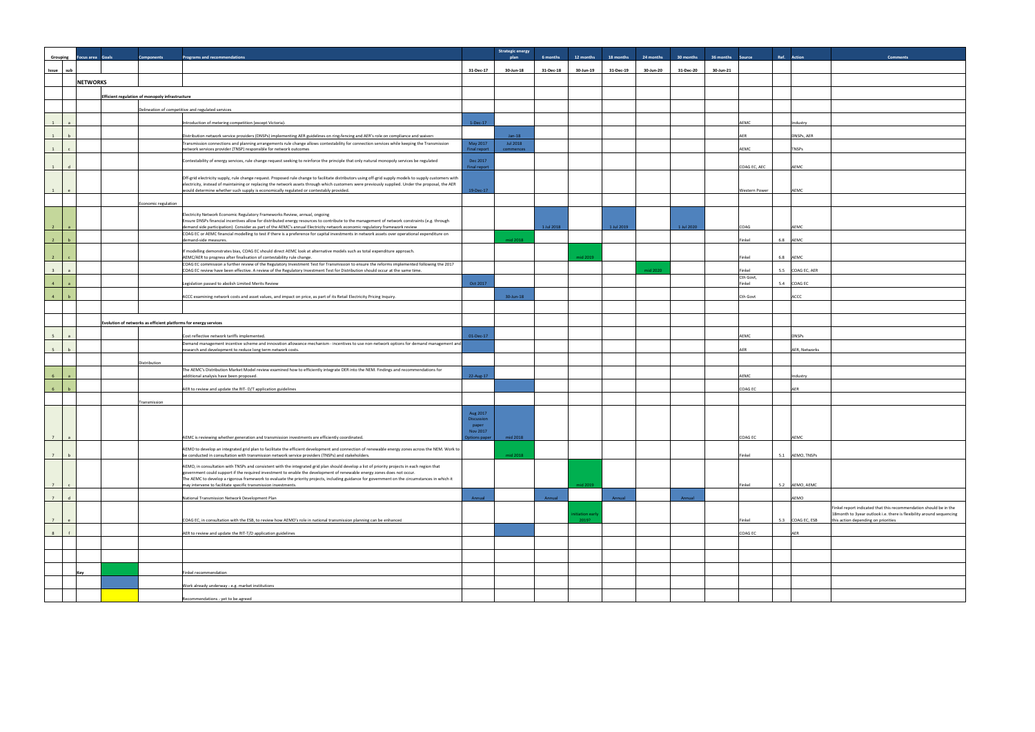| Grouping | | Focus area | Goals | Components | Programs and recommendations | | Strategic energy plan | 6 months | 12 months | 18 months | 24 months | 30 months | 36 months | Source | Ref. | Action | Comments |
|---|---|---|---|---|---|---|---|---|---|---|---|---|---|---|---|---|---|
| Issue | sub | | | | | 31-Dec-17 | 30-Jun-18 | 31-Dec-18 | 30-Jun-19 | 31-Dec-19 | 30-Jun-20 | 31-Dec-20 | 30-Jun-21 | | | | |
| | | **NETWORKS** | | | | | | | | | | | | | | | |
| | | | **Efficient regulation of monopoly infrastructure** | | | | | | | | | | | | | | |
| | | | | Delineation of competitive and regulated services | | | | | | | | | | | | | |
| 1 | a | | | | Introduction of metering competition (except Victoria). | 1-Dec-17 | | | | | | | | AEMC | | Industry | |
| 1 | b | | | | Distribution network service providers (DNSPs) implementing AER guidelines on ring-fencing and AER's role on compliance and waivers | | Jan-18 | | | | | | | AER | | DNSPs, AER | |
| 1 | c | | | | Transmission connections and planning arrangements rule change allows contestability for connection services while keeping the Transmission network services provider (TNSP) responsible for network outcomes | May 2017 Final report | Jul 2018 commences | | | | | | | AEMC | | TNSPs | |
| 1 | d | | | | Contestability of energy services, rule change request seeking to reinforce the principle that only natural monopoly services be regulated | Dec 2017 Final report | | | | | | | | COAG EC, AEC | | AEMC | |
| 1 | e | | | | Off-grid electricity supply, rule change request. Proposed rule change to facilitate distributors using off-grid supply models to supply customers with electricity, instead of maintaining or replacing the network assets through which customers were previously supplied. Under the proposal, the AER would determine whether such supply is economically regulated or contestably provided. | 19-Dec-17 | | | | | | | | Western Power | | AEMC | |
| | | | | Economic regulation | | | | | | | | | | | | | |
| 2 | a | | | | Electricity Network Economic Regulatory Frameworks Review, annual, ongoing<br>Ensure DNSPs financial incentives allow for distributed energy resources to contribute to the management of network constraints (e.g. through demand side participation). Consider as part of the AEMC's annual Electricity network economic regulatory framework review | | | 1 Jul 2018 | | 1 Jul 2019 | | 1 Jul 2020 | | COAG | | AEMC | |
| 2 | b | | | | COAG EC or AEMC financial modelling to test if there is a preference for capital investments in network assets over operational expenditure on demand-side measures. | | mid 2018 | | | | | | | Finkel | 6.8 | AEMC | |
| 2 | c | | | | If modelling demonstrates bias, COAG EC should direct AEMC look at alternative models such as total expenditure approach.<br>AEMC/AER to progress after finalisation of contestability rule change. | | | | mid 2019 | | | | | Finkel | 6.8 | AEMC | |
| 3 | a | | | | COAG EC commission a further review of the Regulatory Investment Test for Transmission to ensure the reforms implemented following the 2017 COAG EC review have been effective. A review of the Regulatory Investment Test for Distribution should occur at the same time. | | | | | | mid 2020 | | | Finkel | 5.5 | COAG EC, AER | |
| 4 | a | | | | Legislation passed to abolish Limited Merits Review | Oct 2017 | | | | | | | | Cth Govt, Finkel | 5.4 | COAG EC | |
| 4 | b | | | | ACCC examining network costs and asset values, and impact on price, as part of its Retail Electricity Pricing Inquiry. | | 30-Jun-18 | | | | | | | Cth Govt | | ACCC | |
| | | | **Evolution of networks as efficient platforms for energy services** | | | | | | | | | | | | | | |
| 5 | a | | | | Cost reflective network tariffs implemented. | 01-Dec-17 | | | | | | | | AEMC | | DNSPs | |
| 5 | b | | | | Demand management incentive scheme and innovation allowance mechanism - incentives to use non-network options for demand management and research and development to reduce long term network costs. | | | | | | | | | AER | | AER, Networks | |
| | | | | Distribution | | | | | | | | | | | | | |
| 6 | a | | | | The AEMC's Distribution Market Model review examined how to efficiently integrate DER into the NEM. Findings and recommendations for additional analysis have been proposed. | 22-Aug-17 | | | | | | | | AEMC | | Industry | |
| 6 | b | | | | AER to review and update the RIT- D/T application guidelines | | | | | | | | | COAG EC | | AER | |
| | | | | Transmission | | | | | | | | | | | | | |
| 7 | a | | | | AEMC is reviewing whether generation and transmission investments are efficiently coordinated. | Aug 2017 Discussion paper Nov 2017 Options paper | mid 2018 | | | | | | | COAG EC | | AEMC | |
| 7 | b | | | | AEMO to develop an integrated grid plan to facilitate the efficient development and connection of renewable energy zones across the NEM. Work to be conducted in consultation with transmission network service providers (TNSPs) and stakeholders. | | mid 2018 | | | | | | | Finkel | 5.1 | AEMO, TNSPs | |
| 7 | c | | | | AEMO, in consultation with TNSPs and consistent with the integrated grid plan should develop a list of priority projects in each region that government could support if the required investment to enable the development of renewable energy zones does not occur.<br>The AEMC to develop a rigorous framework to evaluate the priority projects, including guidance for government on the circumstances in which it may intervene to facilitate specific transmission investments. | | | | mid 2019 | | | | | Finkel | 5.2 | AEMO, AEMC | |
| 7 | d | | | | National Transmission Network Development Plan | Annual | | Annual | | Annual | | Annual | | | | AEMO | |
| 7 | e | | | | COAG EC, in consultation with the ESB, to review how AEMO's role in national transmission planning can be enhanced | | | | Initiation early 2019? | | | | | Finkel | 5.3 | COAG EC, ESB | Finkel report indicated that this recommendation should be in the 18month to 3year outlook i.e. there is flexibility around sequencing this action depending on priorities |
| 8 | f | | | | AER to review and update the RIT-T/D application guidelines | | | | | | | | | COAG EC | | AER | |

**Key**

| Colour | Meaning |
|---|---|
| Green | Finkel recommendation |
| Blue | Work already underway - e.g. market institutions |
| Yellow | Recommendations - yet to be agreed |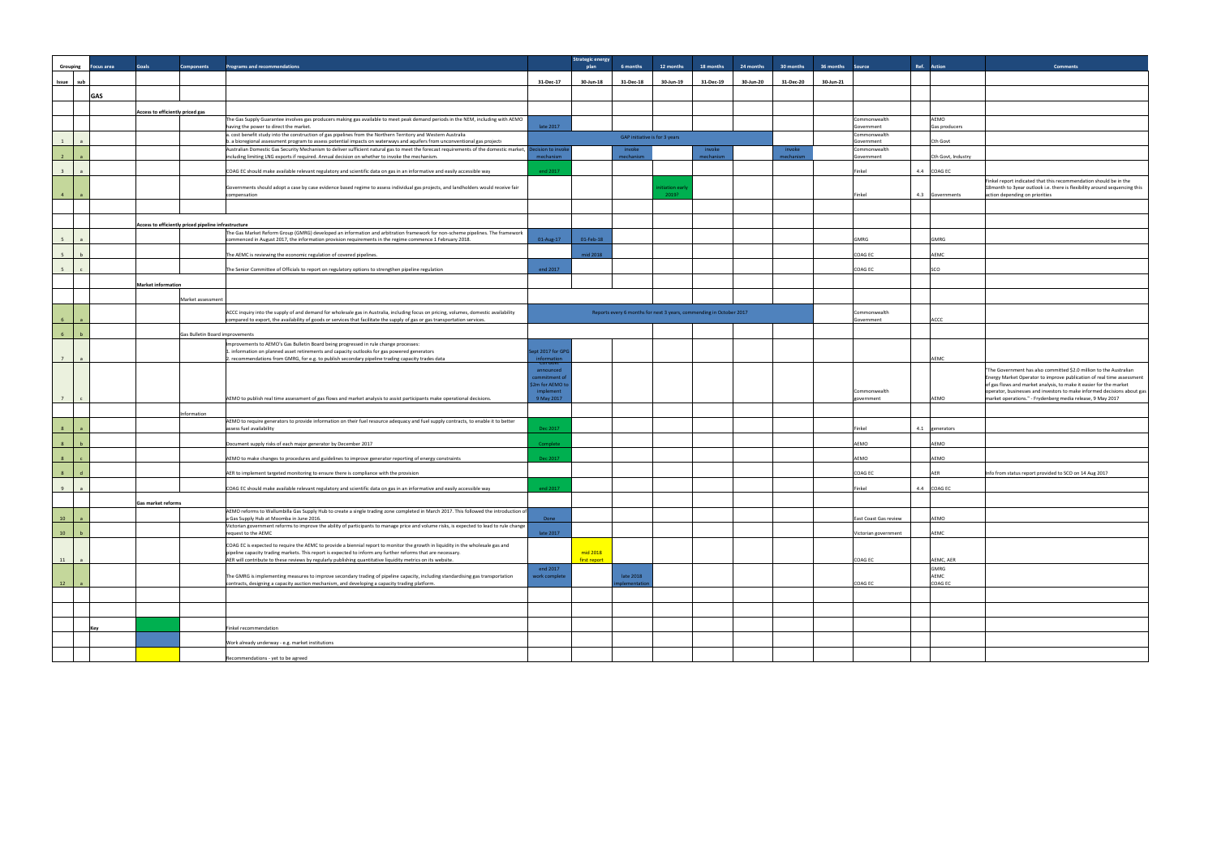| Grouping | | Focus area | Goals | Components | Programs and recommendations | | Strategic energy plan | 6 months | 12 months | 18 months | 24 months | 30 months | 36 months | Source | Ref. | Action | Comments |
|---|---|---|---|---|---|---|---|---|---|---|---|---|---|---|---|---|---|
| Issue | sub | | | | | 31-Dec-17 | 30-Jun-18 | 31-Dec-18 | 30-Jun-19 | 31-Dec-19 | 30-Jun-20 | 31-Dec-20 | 30-Jun-21 | | | | |
| | | GAS | | | | | | | | | | | | | | | |
| | | | Access to efficiently priced gas | | | | | | | | | | | | | | |
| | | | | | The Gas Supply Guarantee involves gas producers making gas available to meet peak demand periods in the NEM, including with AEMO having the power to direct the market. | late 2017 | | | | | | | | Commonwealth Government | | AEMO Gas producers | |
| 1 | a | | | | a. cost benefit study into the construction of gas pipelines from the Northern Territory and Western Australia<br>b. a bioregional assessment program to assess potential impacts on waterways and aquifers from unconventional gas projects | | | GAP initiative is for 3 years | | | | | | Commonwealth Government | | Cth Govt | |
| 2 | a | | | | Australian Domestic Gas Security Mechanism to deliver sufficient natural gas to meet the forecast requirements of the domestic market, including limiting LNG exports if required. Annual decision on whether to invoke the mechanism. | Decision to invoke mechanism | | invoke mechanism | | invoke mechanism | | invoke mechanism | | Commonwealth Government | | Cth Govt, Industry | |
| 3 | a | | | | COAG EC should make available relevant regulatory and scientific data on gas in an informative and easily accessible way | end 2017 | | | | | | | | Finkel | 4.4 | COAG EC | |
| 4 | a | | | | Governments should adopt a case by case evidence based regime to assess individual gas projects, and landholders would receive fair compensation | | | | initiation early 2019? | | | | | Finkel | 4.3 | Governments | Finkel report indicated that this recommendation should be in the 18month to 3year outlook i.e. there is flexibility around sequencing this action depending on priorities |
| | | | | | | | | | | | | | | | | | |
| | | | Access to efficiently priced pipeline infrastructure | | | | | | | | | | | | | | |
| 5 | a | | | | The Gas Market Reform Group (GMRG) developed an information and arbitration framework for non-scheme pipelines. The framework commenced in August 2017, the information provision requirements in the regime commence 1 February 2018. | 01-Aug-17 | 01-Feb-18 | | | | | | | GMRG | | GMRG | |
| 5 | b | | | | The AEMC is reviewing the economic regulation of covered pipelines. | | mid 2018 | | | | | | | COAG EC | | AEMC | |
| 5 | c | | | | The Senior Committee of Officials to report on regulatory options to strengthen pipeline regulation | end 2017 | | | | | | | | COAG EC | | SCO | |
| | | | Market information | | | | | | | | | | | | | | |
| | | | | Market assessment | | | | | | | | | | | | | |
| 6 | a | | | | ACCC inquiry into the supply of and demand for wholesale gas in Australia, including focus on pricing, volumes, domestic availability compared to export, the availability of goods or services that facilitate the supply of gas or gas transportation services. | Reports every 6 months for next 3 years, commencing in October 2017 | | | | | | | | Commonwealth Government | | ACCC | |
| 6 | b | | | Gas Bulletin Board improvements | | | | | | | | | | | | | |
| 7 | a | | | | Improvements to AEMO's Gas Bulletin Board being progressed in rule change processes:<br>1. information on planned asset retirements and capacity outlooks for gas powered generators<br>2. recommendations from GMRG, for e.g. to publish secondary pipeline trading capacity trades data | Sept 2017 for GPG information | | | | | | | | | | AEMC | |
| 7 | c | | | | AEMO to publish real time assessment of gas flows and market analysis to assist participants make operational decisions. | Cth Govt announced commitment of $2m for AEMO to implement 9 May 2017 | | | | | | | | Commonwealth government | | AEMO | "The Government has also committed $2.0 million to the Australian Energy Market Operator to improve publication of real time assessment of gas flows and market analysis, to make it easier for the market operator, businesses and investors to make informed decisions about gas market operations." - Frydenberg media release, 9 May 2017 |
| | | | | Information | | | | | | | | | | | | | |
| 8 | a | | | | AEMO to require generators to provide information on their fuel resource adequacy and fuel supply contracts, to enable it to better assess fuel availability | Dec 2017 | | | | | | | | Finkel | 4.1 | generators | |
| 8 | b | | | | Document supply risks of each major generator by December 2017 | Complete | | | | | | | | AEMO | | AEMO | |
| 8 | c | | | | AEMO to make changes to procedures and guidelines to improve generator reporting of energy constraints | Dec 2017 | | | | | | | | AEMO | | AEMO | |
| 8 | d | | | | AER to implement targeted monitoring to ensure there is compliance with the provision | | | | | | | | | COAG EC | | AER | Info from status report provided to SCO on 14 Aug 2017 |
| 9 | a | | | | COAG EC should make available relevant regulatory and scientific data on gas in an informative and easily accessible way | end 2017 | | | | | | | | Finkel | 4.4 | COAG EC | |
| | | | Gas market reforms | | | | | | | | | | | | | | |
| 10 | a | | | | AEMO reforms to Wallumbilla Gas Supply Hub to create a single trading zone completed in March 2017. This followed the introduction of a Gas Supply Hub at Moomba in June 2016. | Done | | | | | | | | East Coast Gas review | | AEMO | |
| 10 | b | | | | Victorian government reforms to improve the ability of participants to manage price and volume risks, is expected to lead to rule change request to the AEMC | late 2017 | | | | | | | | Victorian government | | AEMC | |
| 11 | a | | | | COAG EC is expected to require the AEMC to provide a biennial report to monitor the growth in liquidity in the wholesale gas and pipeline capacity trading markets. This report is expected to inform any further reforms that are necessary.<br>AER will contribute to these reviews by regularly publishing quantitative liquidity metrics on its website. | | mid 2018 first report | | | | | | | COAG EC | | AEMC, AER | |
| 12 | a | | | | The GMRG is implementing measures to improve secondary trading of pipeline capacity, including standardising gas transportation contracts, designing a capacity auction mechanism, and developing a capacity trading platform. | end 2017 work complete | | late 2018 implementation | | | | | | COAG EC | | GMRG AEMC COAG EC | |
| | | | | | | | | | | | | | | | | | |
| | | Key | (green) | | Finkel recommendation | | | | | | | | | | | | |
| | | | (blue) | | Work already underway - e.g. market institutions | | | | | | | | | | | | |
| | | | (yellow) | | Recommendations - yet to be agreed | | | | | | | | | | | | |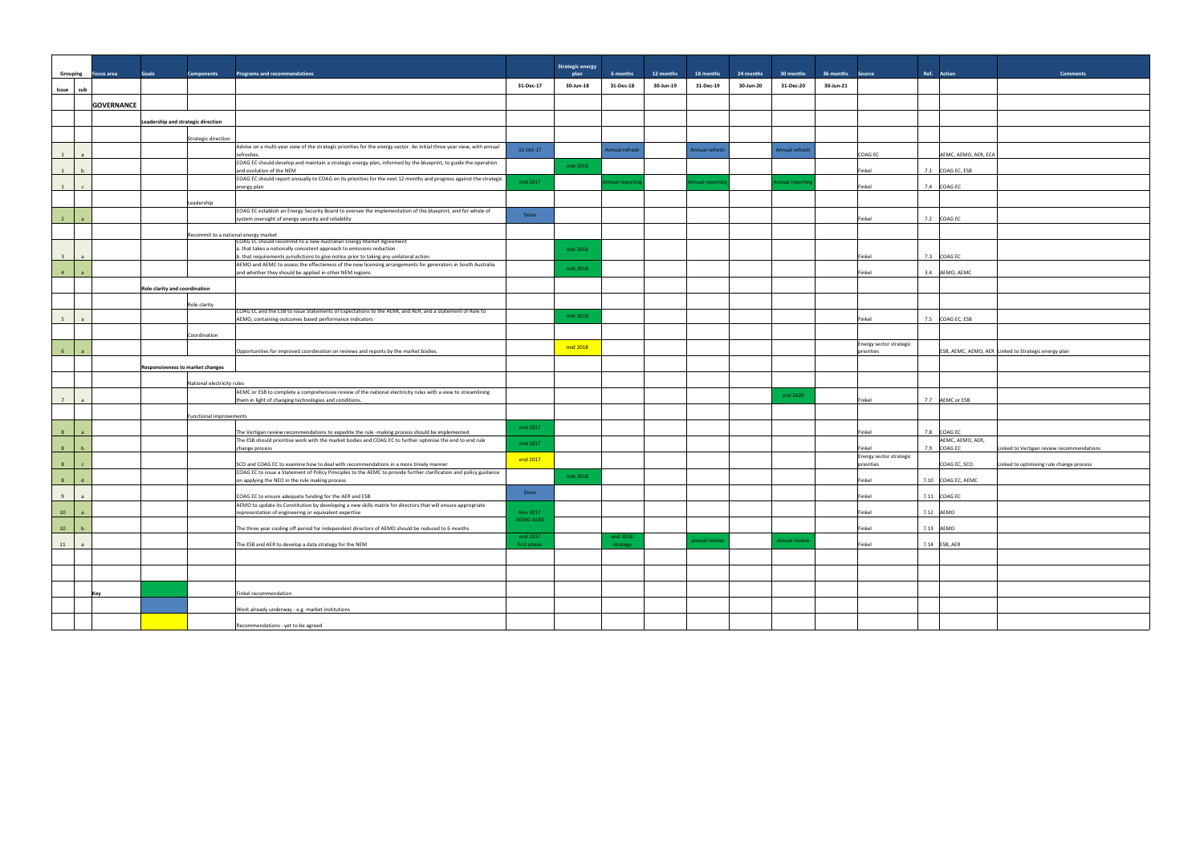| Grouping | | Focus area | Goals | Components | Programs and recommendations | | Strategic energy plan | 6 months | 12 months | 18 months | 24 months | 30 months | 36 months | Source | Ref. | Action | Comments |
|---|---|---|---|---|---|---|---|---|---|---|---|---|---|---|---|---|---|
| Issue | sub | | | | | 31-Dec-17 | 30-Jun-18 | 31-Dec-18 | 30-Jun-19 | 31-Dec-19 | 30-Jun-20 | 31-Dec-20 | 30-Jun-21 | | | | |
| | | **GOVERNANCE** | | | | | | | | | | | | | | | |
| | | | **Leadership and strategic direction** | | | | | | | | | | | | | | |
| | | | | Strategic direction | | | | | | | | | | | | | |
| 1 | a | | | | Advise on a multi-year view of the strategic priorities for the energy sector. An initial three year view, with annual refreshes. | 31-Oct-17 | | Annual refresh | | Annual refresh | | Annual refresh | | COAG EC | | AEMC, AEMO, AER, ECA | |
| 1 | b | | | | COAG EC should develop and maintain a strategic energy plan, informed by the blueprint, to guide the operation and evolution of the NEM | | mid 2018 | | | | | | | Finkel | 7.1 | COAG EC, ESB | |
| 1 | c | | | | COAG EC should report annually to COAG on its priorities for the next 12 months and progress against the strategic energy plan | end 2017 | | Annual reporting | | Annual reporting | | Annual reporting | | Finkel | 7.4 | COAG EC | |
| | | | | Leadership | | | | | | | | | | | | | |
| 2 | a | | | | COAG EC establish an Energy Security Board to oversee the implementation of the blueprint, and for whole of system oversight of energy security and reliability | Done | | | | | | | | Finkel | 7.2 | COAG EC | |
| | | | | Recommit to a national energy market | | | | | | | | | | | | | |
| 3 | a | | | | COAG EC should recommit to a new Australian Energy Market Agreement<br>a. that takes a nationally consistent approach to emissions reduction<br>b. that requirements jurisdictions to give notice prior to taking any unilateral action | | mid 2018 | | | | | | | Finkel | 7.3 | COAG EC | |
| 4 | a | | | | AEMO and AEMC to assess the effectiveness of the new licensing arrangements for generators in South Australia and whether they should be applied in other NEM regions | | mid 2018 | | | | | | | Finkel | 3.4 | AEMO, AEMC | |
| | | | **Role clarity and coordination** | | | | | | | | | | | | | | |
| | | | | Role clarity | | | | | | | | | | | | | |
| 5 | a | | | | COAG EC and the ESB to issue Statements of Expectations to the AEMC and AER, and a Statement of Role to AEMO, containing outcomes based performance indicators | | mid 2018 | | | | | | | Finkel | 7.5 | COAG EC, ESB | |
| | | | | Coordination | | | | | | | | | | | | | |
| 6 | a | | | | Opportunities for improved coordination on reviews and reports by the market bodies. | | mid 2018 | | | | | | | Energy sector strategic priorities | | ESB, AEMC, AEMO, AER | Linked to Strategic energy plan |
| | | | **Responsiveness to market changes** | | | | | | | | | | | | | | |
| | | | | National electricity rules | | | | | | | | | | | | | |
| 7 | a | | | | AEMC or ESB to complete a comprehensive review of the national electricity rules with a view to streamlining them in light of changing technologies and conditions. | | | | | | | end 2020 | | Finkel | 7.7 | AEMC or ESB | |
| | | | | Functional improvements | | | | | | | | | | | | | |
| 8 | a | | | | The Vertigan review recommendations to expedite the rule -making process should be implemented | end 2017 | | | | | | | | Finkel | 7.8 | COAG EC | |
| 8 | b | | | | The ESB should prioritise work with the market bodies and COAG EC to further optimise the end to end rule change process | end 2017 | | | | | | | | Finkel | 7.9 | AEMC, AEMO, AER, COAG EC | Linked to Vertigan review recommendations |
| 8 | c | | | | SCO and COAG EC to examine how to deal with recommendations in a more timely manner | end 2017 | | | | | | | | Energy sector strategic priorities | | COAG EC, SCO | Linked to optimising rule change process |
| 8 | d | | | | COAG EC to issue a Statement of Policy Principles to the AEMC to provide further clarification and policy guidance on applying the NEO in the rule making process | | mid 2018 | | | | | | | Finkel | 7.10 | COAG EC, AEMC | |
| 9 | a | | | | COAG EC to ensure adequate funding for the AER and ESB | Done | | | | | | | | Finkel | 7.11 | COAG EC | |
| 10 | a | | | | AEMO to update its Constitution by developing a new skills matrix for directors that will ensure appropriate representation of engineering or equivalent expertise | Nov 2017 AEMO AGM | | | | | | | | Finkel | 7.12 | AEMO | |
| 10 | b | | | | The three year cooling off period for independent directors of AEMO should be reduced to 6 months | | | | | | | | | Finkel | 7.13 | AEMO | |
| 11 | a | | | | The ESB and AER to develop a data strategy for the NEM | end 2017 first phase | | end 2018 strategy | | annual review | | annual review | | Finkel | 7.14 | ESB, AER | |
| | | **Key** | (green) | | Finkel recommendation | | | | | | | | | | | | |
| | | | (blue) | | Work already underway - e.g. market institutions | | | | | | | | | | | | |
| | | | (yellow) | | Recommendations - yet to be agreed | | | | | | | | | | | | |